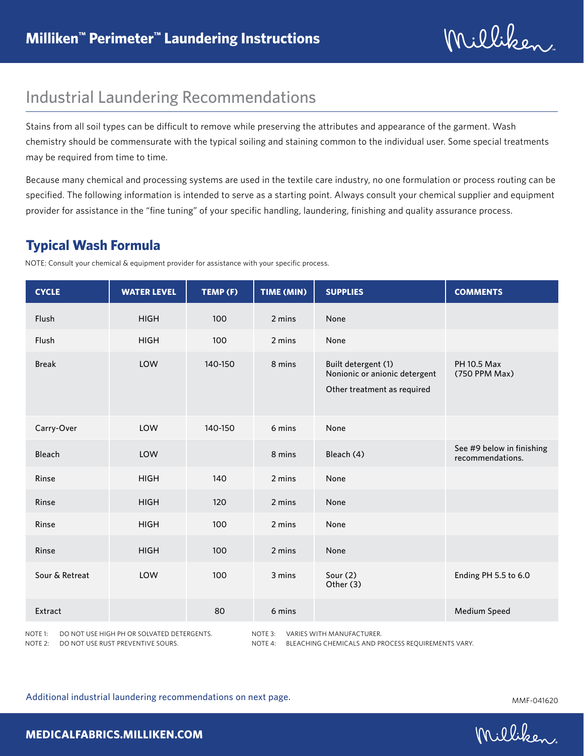# Milliken™ Perimeter™ Laundering Instructions

## Industrial Laundering Recommendations

Stains from all soil types can be difficult to remove while preserving the attributes and appearance of the garment. Wash chemistry should be commensurate with the typical soiling and staining common to the individual user. Some special treatments may be required from time to time.

Because many chemical and processing systems are used in the textile care industry, no one formulation or process routing can be specified. The following information is intended to serve as a starting point. Always consult your chemical supplier and equipment provider for assistance in the "fine tuning" of your specific handling, laundering, finishing and quality assurance process.

### Typical Wash Formula

NOTE: Consult your chemical & equipment provider for assistance with your specific process.

| CYCLE | WATER LEVEL | TEMP (F) | TIME (MIN) | SUPPLIES | COMMENTS |
|---|---|---|---|---|---|
| Flush | HIGH | 100 | 2 mins | None | |
| Flush | HIGH | 100 | 2 mins | None | |
| Break | LOW | 140-150 | 8 mins | Built detergent (1) Nonionic or anionic detergent Other treatment as required | PH 10.5 Max (750 PPM Max) |
| Carry-Over | LOW | 140-150 | 6 mins | None | |
| Bleach | LOW | | 8 mins | Bleach (4) | See #9 below in finishing recommendations. |
| Rinse | HIGH | 140 | 2 mins | None | |
| Rinse | HIGH | 120 | 2 mins | None | |
| Rinse | HIGH | 100 | 2 mins | None | |
| Rinse | HIGH | 100 | 2 mins | None | |
| Sour & Retreat | LOW | 100 | 3 mins | Sour (2) Other (3) | Ending PH 5.5 to 6.0 |
| Extract | | 80 | 6 mins | | Medium Speed |

NOTE 1: DO NOT USE HIGH PH OR SOLVATED DETERGENTS.
NOTE 2: DO NOT USE RUST PREVENTIVE SOURS.
NOTE 3: VARIES WITH MANUFACTURER.
NOTE 4: BLEACHING CHEMICALS AND PROCESS REQUIREMENTS VARY.

Additional industrial laundering recommendations on next page.

MMF-041620

MEDICALFABRICS.MILLIKEN.COM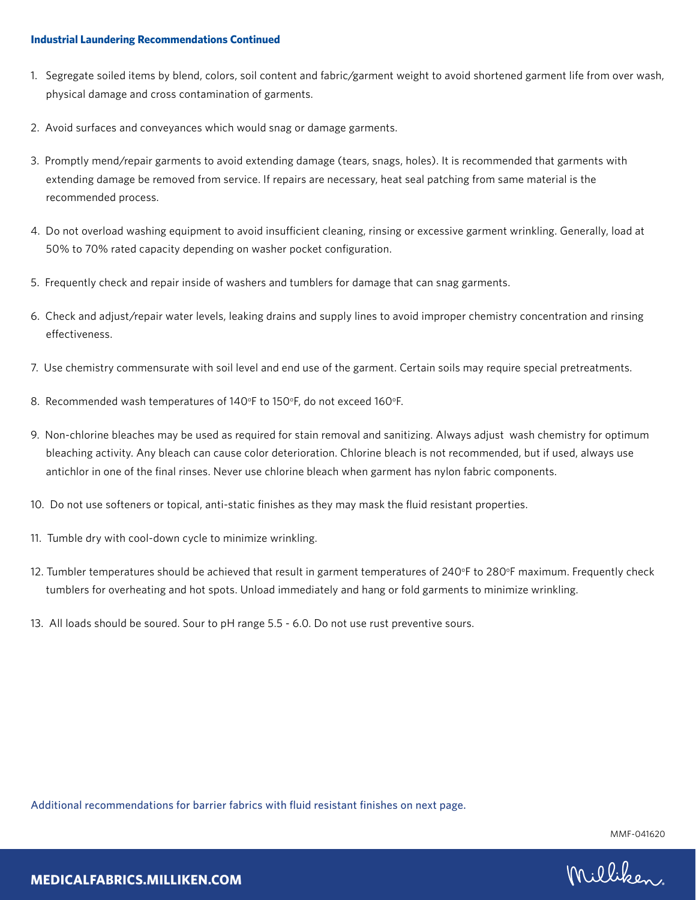### Industrial Laundering Recommendations Continued

1. Segregate soiled items by blend, colors, soil content and fabric/garment weight to avoid shortened garment life from over wash, physical damage and cross contamination of garments.
2. Avoid surfaces and conveyances which would snag or damage garments.
3. Promptly mend/repair garments to avoid extending damage (tears, snags, holes). It is recommended that garments with extending damage be removed from service. If repairs are necessary, heat seal patching from same material is the recommended process.
4. Do not overload washing equipment to avoid insufficient cleaning, rinsing or excessive garment wrinkling. Generally, load at 50% to 70% rated capacity depending on washer pocket configuration.
5. Frequently check and repair inside of washers and tumblers for damage that can snag garments.
6. Check and adjust/repair water levels, leaking drains and supply lines to avoid improper chemistry concentration and rinsing effectiveness.
7. Use chemistry commensurate with soil level and end use of the garment. Certain soils may require special pretreatments.
8. Recommended wash temperatures of 140°F to 150°F, do not exceed 160°F.
9. Non-chlorine bleaches may be used as required for stain removal and sanitizing. Always adjust wash chemistry for optimum bleaching activity. Any bleach can cause color deterioration. Chlorine bleach is not recommended, but if used, always use antichlor in one of the final rinses. Never use chlorine bleach when garment has nylon fabric components.
10. Do not use softeners or topical, anti-static finishes as they may mask the fluid resistant properties.
11. Tumble dry with cool-down cycle to minimize wrinkling.
12. Tumbler temperatures should be achieved that result in garment temperatures of 240°F to 280°F maximum. Frequently check tumblers for overheating and hot spots. Unload immediately and hang or fold garments to minimize wrinkling.
13. All loads should be soured. Sour to pH range 5.5 - 6.0. Do not use rust preventive sours.

Additional recommendations for barrier fabrics with fluid resistant finishes on next page.

MMF-041620

**MEDICALFABRICS.MILLIKEN.COM**

Milliken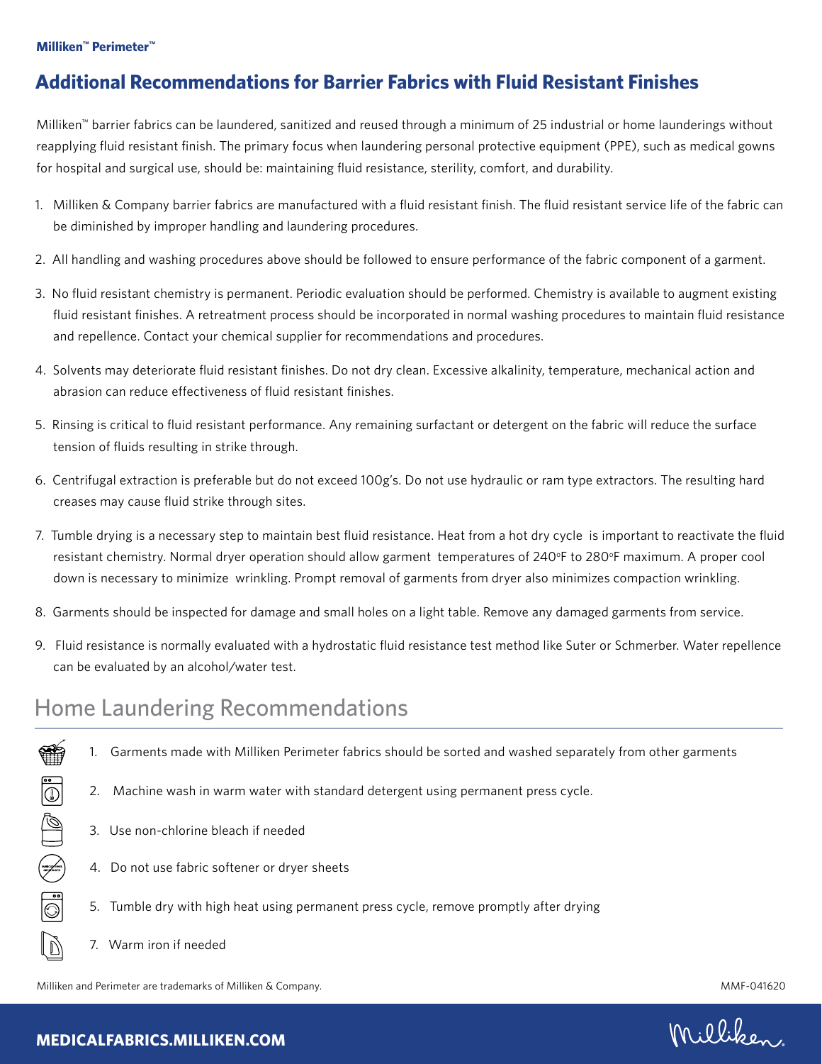## Additional Recommendations for Barrier Fabrics with Fluid Resistant Finishes

Milliken™ barrier fabrics can be laundered, sanitized and reused through a minimum of 25 industrial or home launderings without reapplying fluid resistant finish. The primary focus when laundering personal protective equipment (PPE), such as medical gowns for hospital and surgical use, should be: maintaining fluid resistance, sterility, comfort, and durability.

1. Milliken & Company barrier fabrics are manufactured with a fluid resistant finish. The fluid resistant service life of the fabric can be diminished by improper handling and laundering procedures.
2. All handling and washing procedures above should be followed to ensure performance of the fabric component of a garment.
3. No fluid resistant chemistry is permanent. Periodic evaluation should be performed. Chemistry is available to augment existing fluid resistant finishes. A retreatment process should be incorporated in normal washing procedures to maintain fluid resistance and repellence. Contact your chemical supplier for recommendations and procedures.
4. Solvents may deteriorate fluid resistant finishes. Do not dry clean. Excessive alkalinity, temperature, mechanical action and abrasion can reduce effectiveness of fluid resistant finishes.
5. Rinsing is critical to fluid resistant performance. Any remaining surfactant or detergent on the fabric will reduce the surface tension of fluids resulting in strike through.
6. Centrifugal extraction is preferable but do not exceed 100g's. Do not use hydraulic or ram type extractors. The resulting hard creases may cause fluid strike through sites.
7. Tumble drying is a necessary step to maintain best fluid resistance. Heat from a hot dry cycle is important to reactivate the fluid resistant chemistry. Normal dryer operation should allow garment temperatures of 240°F to 280°F maximum. A proper cool down is necessary to minimize wrinkling. Prompt removal of garments from dryer also minimizes compaction wrinkling.
8. Garments should be inspected for damage and small holes on a light table. Remove any damaged garments from service.
9. Fluid resistance is normally evaluated with a hydrostatic fluid resistance test method like Suter or Schmerber. Water repellence can be evaluated by an alcohol/water test.

## Home Laundering Recommendations

1. Garments made with Milliken Perimeter fabrics should be sorted and washed separately from other garments
2. Machine wash in warm water with standard detergent using permanent press cycle.
3. Use non-chlorine bleach if needed
4. Do not use fabric softener or dryer sheets
5. Tumble dry with high heat using permanent press cycle, remove promptly after drying
7. Warm iron if needed

Milliken and Perimeter are trademarks of Milliken & Company.

MMF-041620

MEDICALFABRICS.MILLIKEN.COM